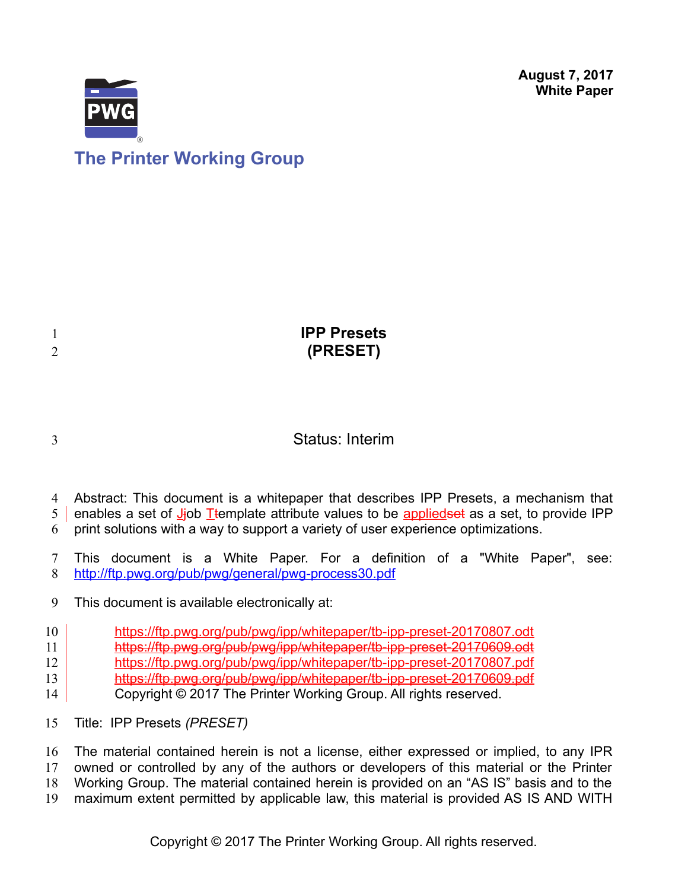August 7, 2017
**White Paper**

The Printer Working Group

# IPP Presets
# (PRESET)

Status: Interim

Abstract: This document is a whitepaper that describes IPP Presets, a mechanism that enables a set of Jjob Ttemplate attribute values to be appliedset as a set, to provide IPP print solutions with a way to support a variety of user experience optimizations.

This document is a White Paper. For a definition of a "White Paper", see: http://ftp.pwg.org/pub/pwg/general/pwg-process30.pdf

This document is available electronically at:

https://ftp.pwg.org/pub/pwg/ipp/whitepaper/tb-ipp-preset-20170807.odt
~~https://ftp.pwg.org/pub/pwg/ipp/whitepaper/tb-ipp-preset-20170609.odt~~
https://ftp.pwg.org/pub/pwg/ipp/whitepaper/tb-ipp-preset-20170807.pdf
~~https://ftp.pwg.org/pub/pwg/ipp/whitepaper/tb-ipp-preset-20170609.pdf~~
Copyright © 2017 The Printer Working Group. All rights reserved.

Title: IPP Presets *(PRESET)*

The material contained herein is not a license, either expressed or implied, to any IPR owned or controlled by any of the authors or developers of this material or the Printer Working Group. The material contained herein is provided on an "AS IS" basis and to the maximum extent permitted by applicable law, this material is provided AS IS AND WITH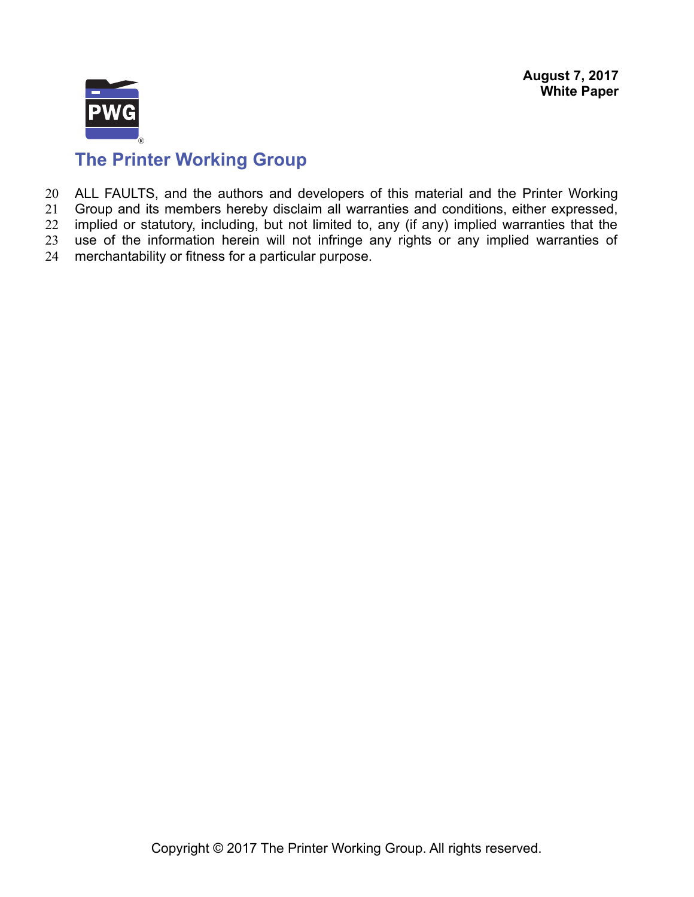ALL FAULTS, and the authors and developers of this material and the Printer Working Group and its members hereby disclaim all warranties and conditions, either expressed, implied or statutory, including, but not limited to, any (if any) implied warranties that the use of the information herein will not infringe any rights or any implied warranties of merchantability or fitness for a particular purpose.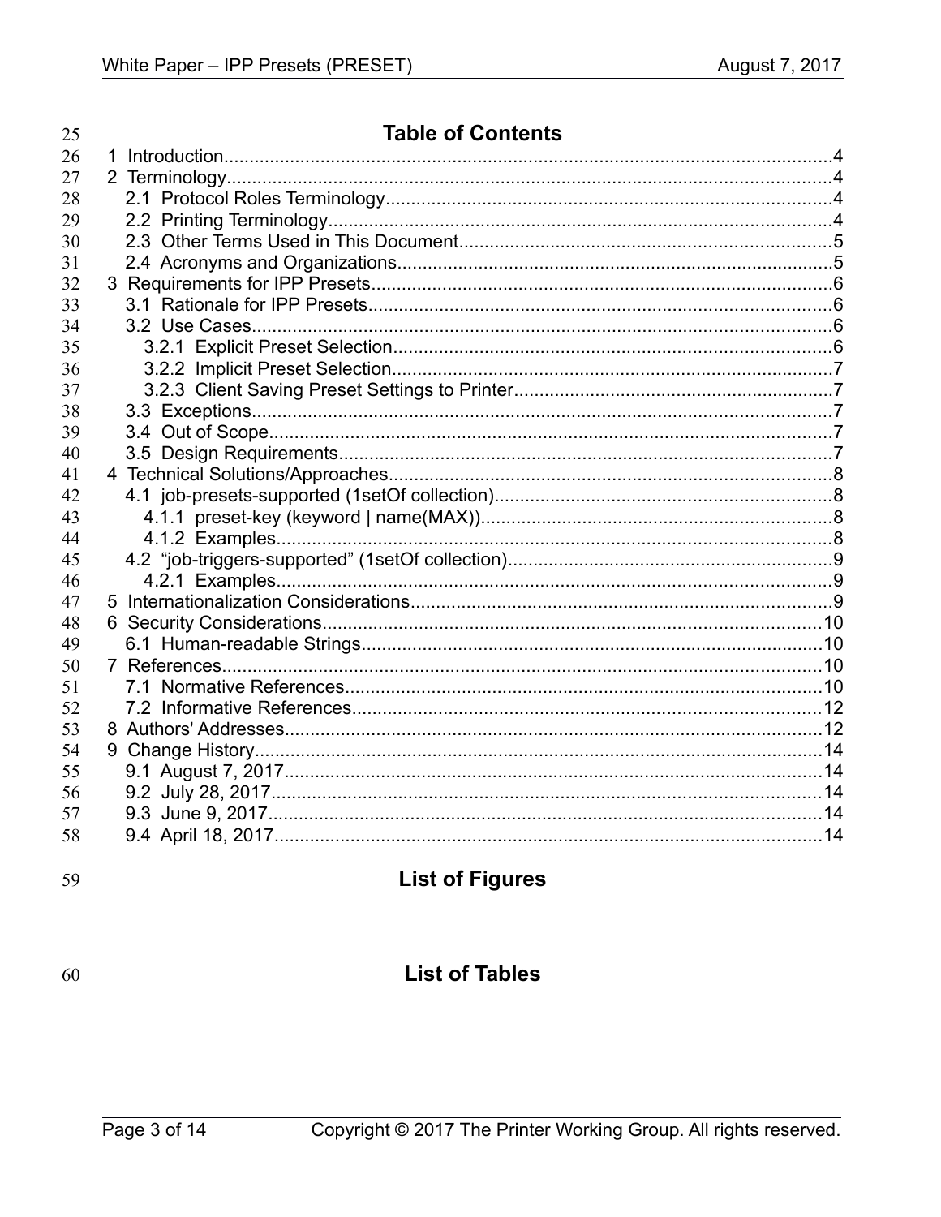## Table of Contents

- 1 Introduction....4
- 2 Terminology....4
  - 2.1 Protocol Roles Terminology....4
  - 2.2 Printing Terminology....4
  - 2.3 Other Terms Used in This Document....5
  - 2.4 Acronyms and Organizations....5
- 3 Requirements for IPP Presets....6
  - 3.1 Rationale for IPP Presets....6
  - 3.2 Use Cases....6
    - 3.2.1 Explicit Preset Selection....6
    - 3.2.2 Implicit Preset Selection....7
    - 3.2.3 Client Saving Preset Settings to Printer....7
  - 3.3 Exceptions....7
  - 3.4 Out of Scope....7
  - 3.5 Design Requirements....7
- 4 Technical Solutions/Approaches....8
  - 4.1 job-presets-supported (1setOf collection)....8
    - 4.1.1 preset-key (keyword | name(MAX))....8
    - 4.1.2 Examples....8
  - 4.2 "job-triggers-supported" (1setOf collection)....9
    - 4.2.1 Examples....9
- 5 Internationalization Considerations....9
- 6 Security Considerations....10
  - 6.1 Human-readable Strings....10
- 7 References....10
  - 7.1 Normative References....10
  - 7.2 Informative References....12
- 8 Authors' Addresses....12
- 9 Change History....14
  - 9.1 August 7, 2017....14
  - 9.2 July 28, 2017....14
  - 9.3 June 9, 2017....14
  - 9.4 April 18, 2017....14

## List of Figures

## List of Tables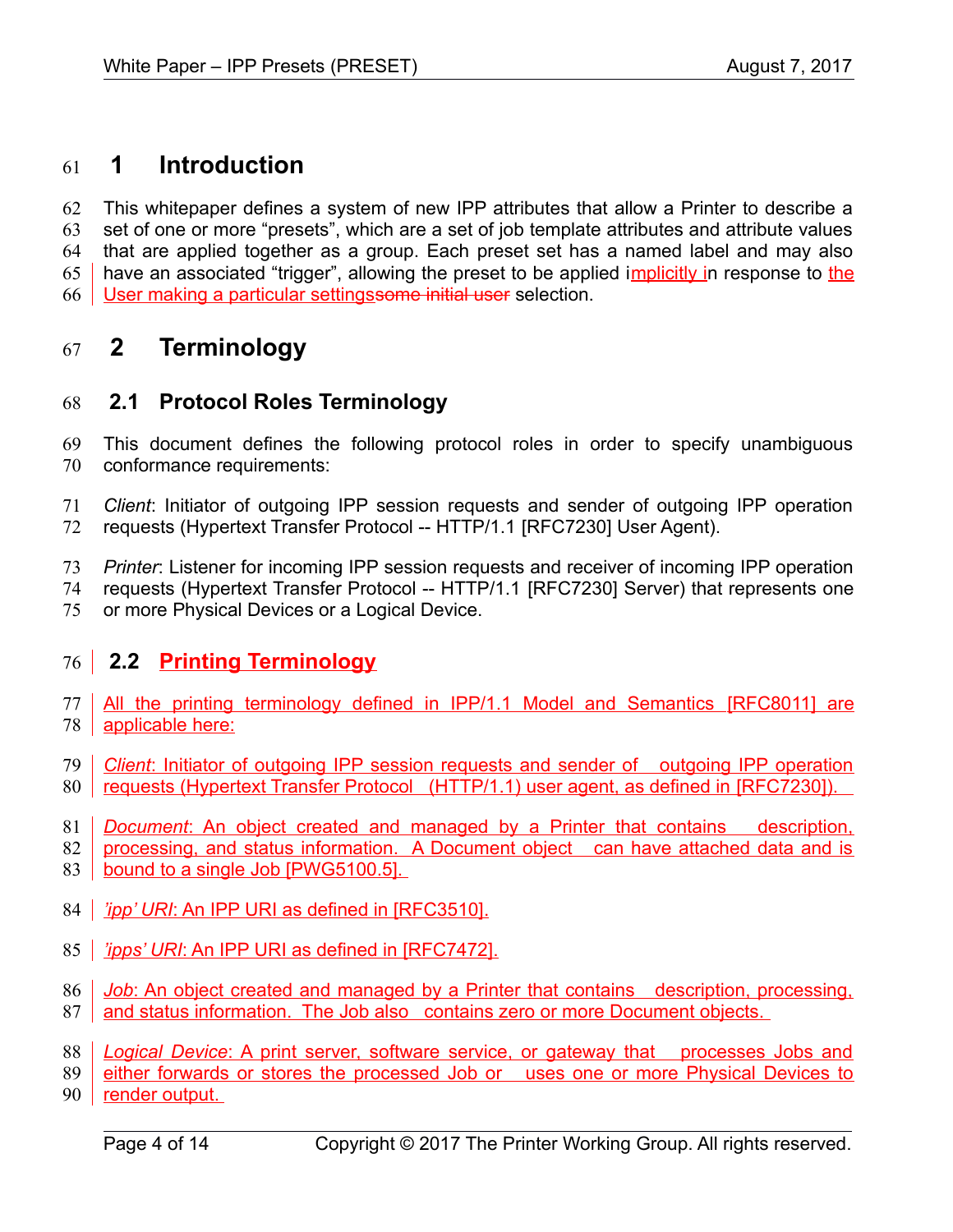# 1 Introduction

This whitepaper defines a system of new IPP attributes that allow a Printer to describe a set of one or more “presets”, which are a set of job template attributes and attribute values that are applied together as a group. Each preset set has a named label and may also have an associated “trigger”, allowing the preset to be applied implicitly in response to the User making a particular settingssome initial user selection.

# 2 Terminology

## 2.1 Protocol Roles Terminology

This document defines the following protocol roles in order to specify unambiguous conformance requirements:

*Client*: Initiator of outgoing IPP session requests and sender of outgoing IPP operation requests (Hypertext Transfer Protocol -- HTTP/1.1 [RFC7230] User Agent).

*Printer*: Listener for incoming IPP session requests and receiver of incoming IPP operation requests (Hypertext Transfer Protocol -- HTTP/1.1 [RFC7230] Server) that represents one or more Physical Devices or a Logical Device.

## 2.2 Printing Terminology

All the printing terminology defined in IPP/1.1 Model and Semantics [RFC8011] are applicable here:

*Client*: Initiator of outgoing IPP session requests and sender of outgoing IPP operation requests (Hypertext Transfer Protocol (HTTP/1.1) user agent, as defined in [RFC7230]).

*Document*: An object created and managed by a Printer that contains description, processing, and status information. A Document object can have attached data and is bound to a single Job [PWG5100.5].

*'ipp' URI*: An IPP URI as defined in [RFC3510].

*'ipps' URI*: An IPP URI as defined in [RFC7472].

*Job*: An object created and managed by a Printer that contains description, processing, and status information. The Job also contains zero or more Document objects.

*Logical Device*: A print server, software service, or gateway that processes Jobs and either forwards or stores the processed Job or uses one or more Physical Devices to render output.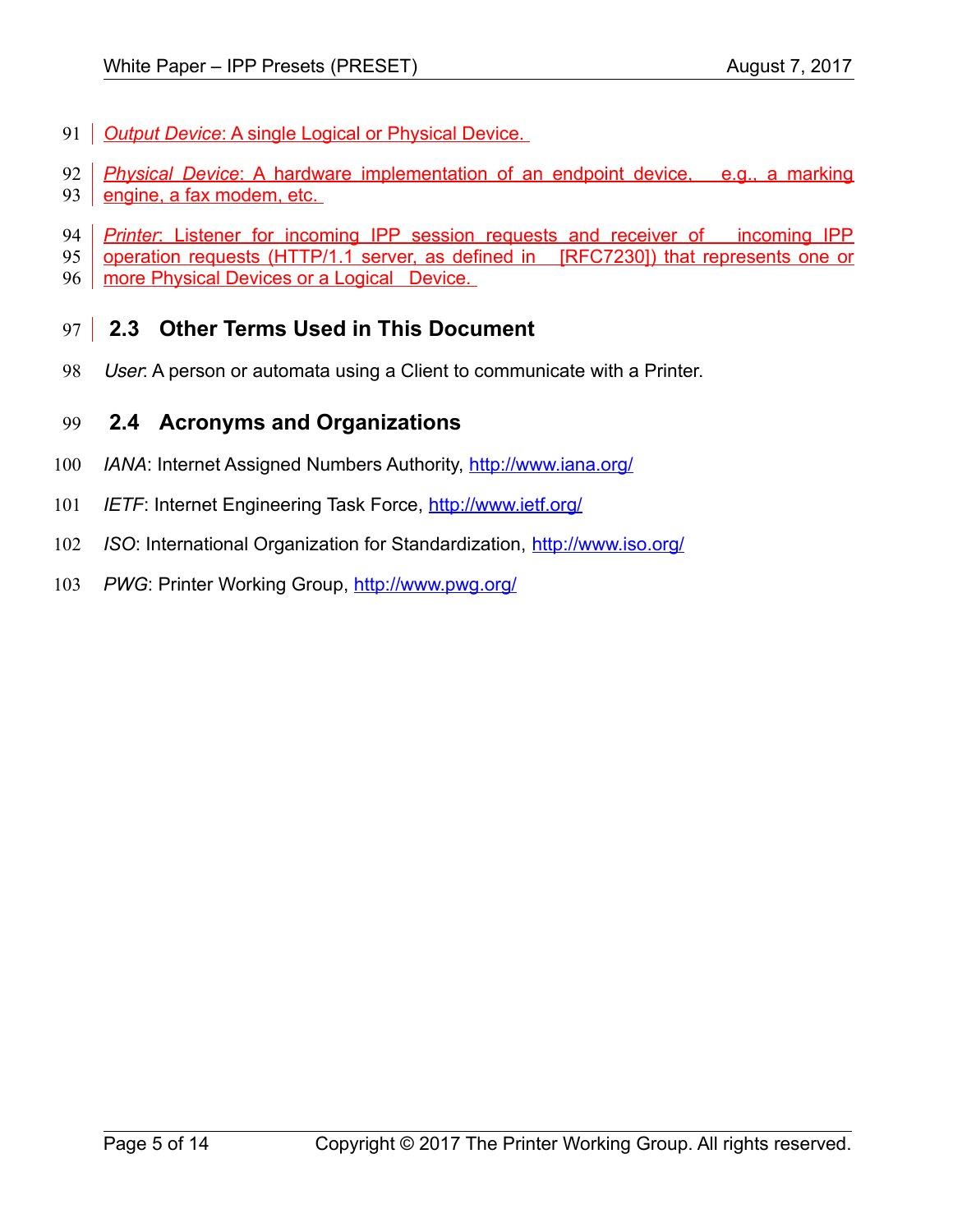*Output Device*: A single Logical or Physical Device.

*Physical Device*: A hardware implementation of an endpoint device, e.g., a marking engine, a fax modem, etc.

*Printer*: Listener for incoming IPP session requests and receiver of incoming IPP operation requests (HTTP/1.1 server, as defined in [RFC7230]) that represents one or more Physical Devices or a Logical Device.

## 2.3 Other Terms Used in This Document

*User*: A person or automata using a Client to communicate with a Printer.

## 2.4 Acronyms and Organizations

*IANA*: Internet Assigned Numbers Authority, http://www.iana.org/

*IETF*: Internet Engineering Task Force, http://www.ietf.org/

*ISO*: International Organization for Standardization, http://www.iso.org/

*PWG*: Printer Working Group, http://www.pwg.org/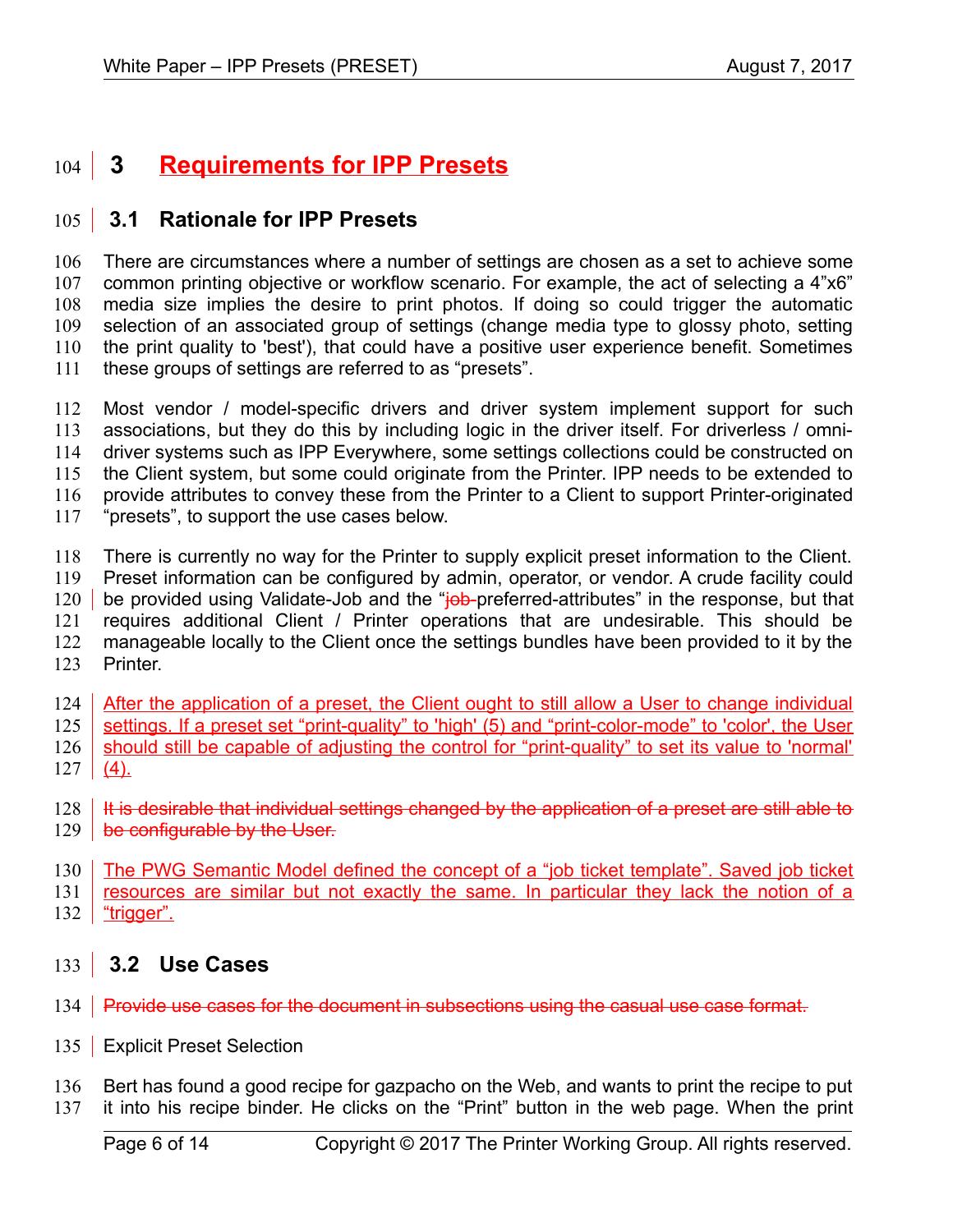# 3 Requirements for IPP Presets

## 3.1 Rationale for IPP Presets

There are circumstances where a number of settings are chosen as a set to achieve some common printing objective or workflow scenario. For example, the act of selecting a 4"x6" media size implies the desire to print photos. If doing so could trigger the automatic selection of an associated group of settings (change media type to glossy photo, setting the print quality to 'best'), that could have a positive user experience benefit. Sometimes these groups of settings are referred to as "presets".

Most vendor / model-specific drivers and driver system implement support for such associations, but they do this by including logic in the driver itself. For driverless / omni-driver systems such as IPP Everywhere, some settings collections could be constructed on the Client system, but some could originate from the Printer. IPP needs to be extended to provide attributes to convey these from the Printer to a Client to support Printer-originated "presets", to support the use cases below.

There is currently no way for the Printer to supply explicit preset information to the Client. Preset information can be configured by admin, operator, or vendor. A crude facility could be provided using Validate-Job and the "~~job-~~preferred-attributes" in the response, but that requires additional Client / Printer operations that are undesirable. This should be manageable locally to the Client once the settings bundles have been provided to it by the Printer.

After the application of a preset, the Client ought to still allow a User to change individual settings. If a preset set "print-quality" to 'high' (5) and "print-color-mode" to 'color', the User should still be capable of adjusting the control for "print-quality" to set its value to 'normal' (4).

~~It is desirable that individual settings changed by the application of a preset are still able to be configurable by the User.~~

The PWG Semantic Model defined the concept of a "job ticket template". Saved job ticket resources are similar but not exactly the same. In particular they lack the notion of a "trigger".

## 3.2 Use Cases

~~Provide use cases for the document in subsections using the casual use case format.~~

Explicit Preset Selection

Bert has found a good recipe for gazpacho on the Web, and wants to print the recipe to put it into his recipe binder. He clicks on the "Print" button in the web page. When the print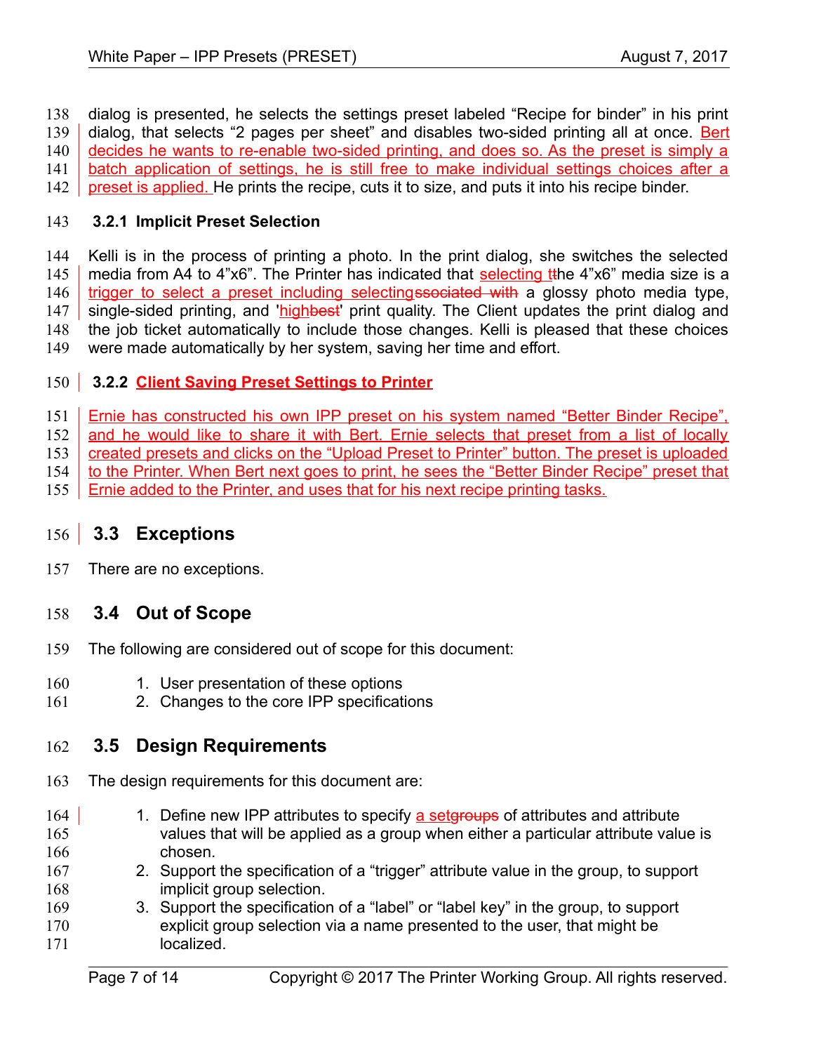dialog is presented, he selects the settings preset labeled “Recipe for binder” in his print dialog, that selects “2 pages per sheet” and disables two-sided printing all at once. Bert decides he wants to re-enable two-sided printing, and does so. As the preset is simply a batch application of settings, he is still free to make individual settings choices after a preset is applied. He prints the recipe, cuts it to size, and puts it into his recipe binder.

### 3.2.1 Implicit Preset Selection

Kelli is in the process of printing a photo. In the print dialog, she switches the selected media from A4 to 4”x6”. The Printer has indicated that selecting the 4”x6” media size is a trigger to select a preset including selecting a glossy photo media type, single-sided printing, and 'high' print quality. The Client updates the print dialog and the job ticket automatically to include those changes. Kelli is pleased that these choices were made automatically by her system, saving her time and effort.

### 3.2.2 Client Saving Preset Settings to Printer

Ernie has constructed his own IPP preset on his system named “Better Binder Recipe”, and he would like to share it with Bert. Ernie selects that preset from a list of locally created presets and clicks on the “Upload Preset to Printer” button. The preset is uploaded to the Printer. When Bert next goes to print, he sees the “Better Binder Recipe” preset that Ernie added to the Printer, and uses that for his next recipe printing tasks.

## 3.3 Exceptions

There are no exceptions.

## 3.4 Out of Scope

The following are considered out of scope for this document:

1. User presentation of these options
2. Changes to the core IPP specifications

## 3.5 Design Requirements

The design requirements for this document are:

1. Define new IPP attributes to specify a set of attributes and attribute values that will be applied as a group when either a particular attribute value is chosen.
2. Support the specification of a “trigger” attribute value in the group, to support implicit group selection.
3. Support the specification of a “label” or “label key” in the group, to support explicit group selection via a name presented to the user, that might be localized.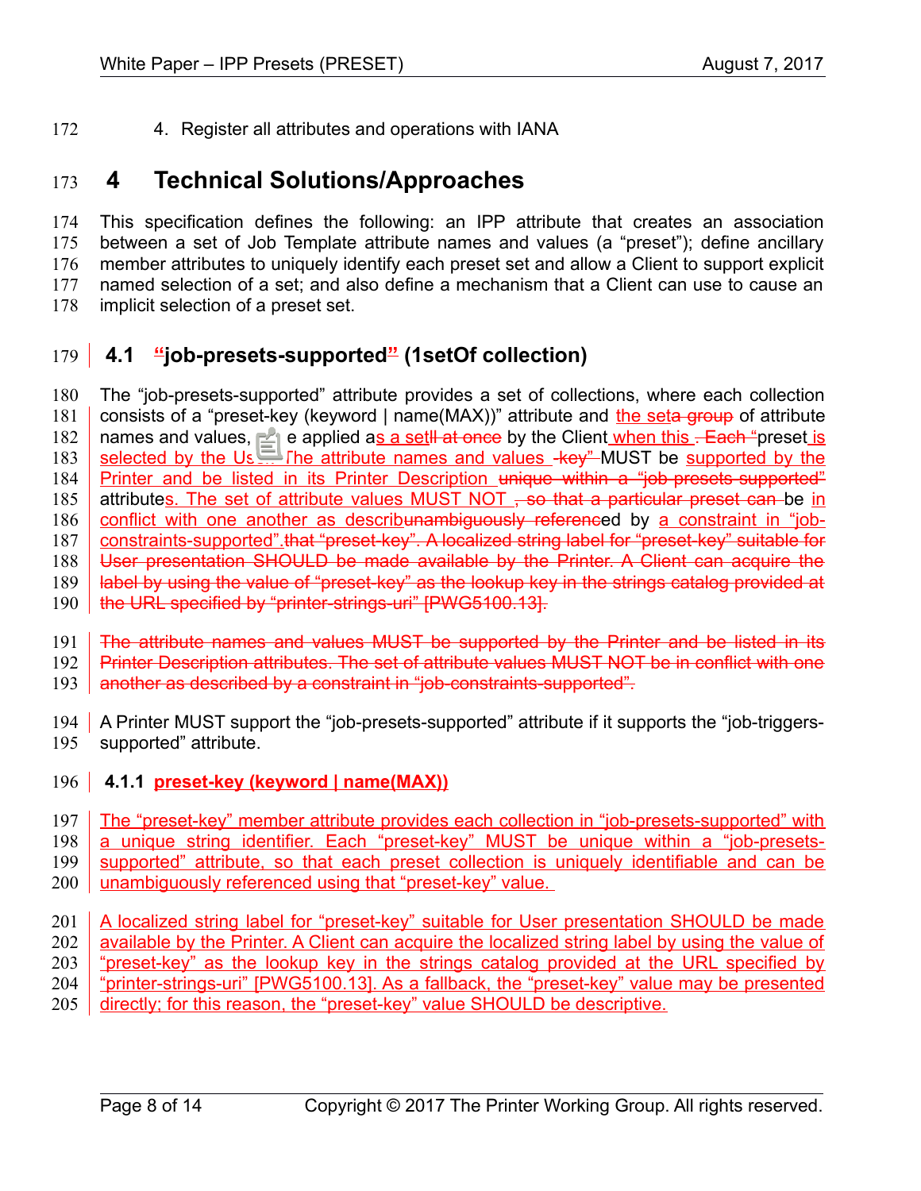4. Register all attributes and operations with IANA

# 4 Technical Solutions/Approaches

This specification defines the following: an IPP attribute that creates an association between a set of Job Template attribute names and values (a "preset"); define ancillary member attributes to uniquely identify each preset set and allow a Client to support explicit named selection of a set; and also define a mechanism that a Client can use to cause an implicit selection of a preset set.

## 4.1 "job-presets-supported" (1setOf collection)

The "job-presets-supported" attribute provides a set of collections, where each collection consists of a "preset-key (keyword | name(MAX))" attribute and the seta group of attribute names and values, e applied as a setll at once by the Client when this . Each "preset is selected by the Us The attribute names and values -key" MUST be supported by the Printer and be listed in its Printer Description unique within a "job-presets-supported" attributes. The set of attribute values MUST NOT , so that a particular preset can be in conflict with one another as describunambiguously referenced by a constraint in "job-constraints-supported".that "preset-key". A localized string label for "preset-key" suitable for User presentation SHOULD be made available by the Printer. A Client can acquire the label by using the value of "preset-key" as the lookup key in the strings catalog provided at the URL specified by "printer-strings-uri" [PWG5100.13].

The attribute names and values MUST be supported by the Printer and be listed in its Printer Description attributes. The set of attribute values MUST NOT be in conflict with one another as described by a constraint in "job-constraints-supported".

A Printer MUST support the "job-presets-supported" attribute if it supports the "job-triggers-supported" attribute.

### 4.1.1 preset-key (keyword | name(MAX))

The "preset-key" member attribute provides each collection in "job-presets-supported" with a unique string identifier. Each "preset-key" MUST be unique within a "job-presets-supported" attribute, so that each preset collection is uniquely identifiable and can be unambiguously referenced using that "preset-key" value.

A localized string label for "preset-key" suitable for User presentation SHOULD be made available by the Printer. A Client can acquire the localized string label by using the value of "preset-key" as the lookup key in the strings catalog provided at the URL specified by "printer-strings-uri" [PWG5100.13]. As a fallback, the "preset-key" value may be presented directly; for this reason, the "preset-key" value SHOULD be descriptive.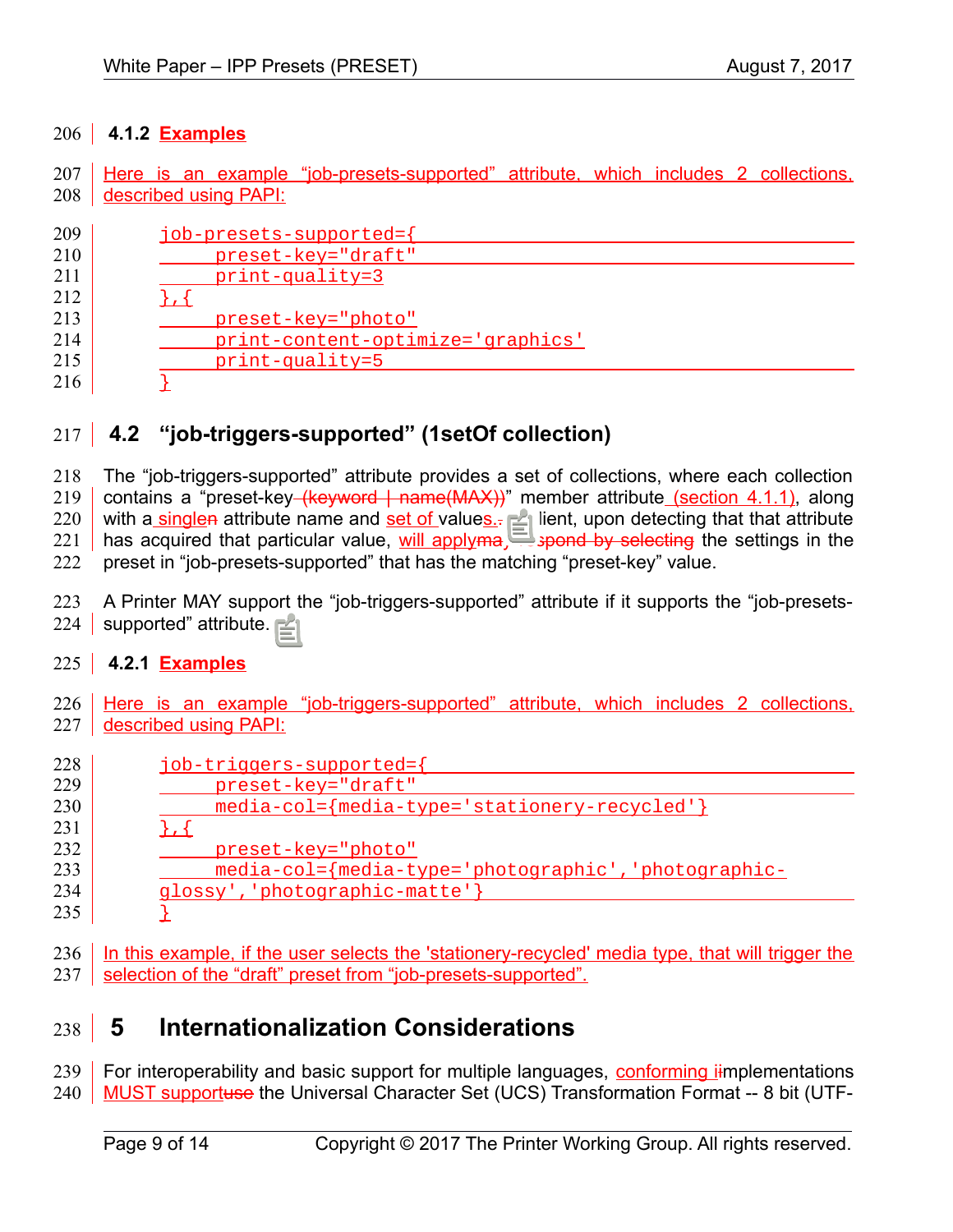### 4.1.2 Examples

Here is an example “job-presets-supported” attribute, which includes 2 collections, described using PAPI:

```
job-presets-supported={
      preset-key="draft"
      print-quality=3
},{
      preset-key="photo"
      print-content-optimize='graphics'
      print-quality=5
}
```

## 4.2 “job-triggers-supported” (1setOf collection)

The “job-triggers-supported” attribute provides a set of collections, where each collection contains a “preset-key~~ (keyword | name(MAX))~~” member attribute (section 4.1.1), along with a single~~n~~ attribute name and set of values~~.~~ A client, upon detecting that that attribute has acquired that particular value, will apply~~may respond by selecting~~ the settings in the preset in “job-presets-supported” that has the matching “preset-key” value.

A Printer MAY support the “job-triggers-supported” attribute if it supports the “job-presets-supported” attribute.

### 4.2.1 Examples

Here is an example “job-triggers-supported” attribute, which includes 2 collections, described using PAPI:

```
job-triggers-supported={
      preset-key="draft"
      media-col={media-type='stationery-recycled'}
},{
      preset-key="photo"
      media-col={media-type='photographic','photographic-
glossy','photographic-matte'}
}
```

In this example, if the user selects the 'stationery-recycled' media type, that will trigger the selection of the “draft” preset from “job-presets-supported”.

# 5 Internationalization Considerations

For interoperability and basic support for multiple languages, conforming ~~i~~implementations MUST support~~use~~ the Universal Character Set (UCS) Transformation Format -- 8 bit (UTF-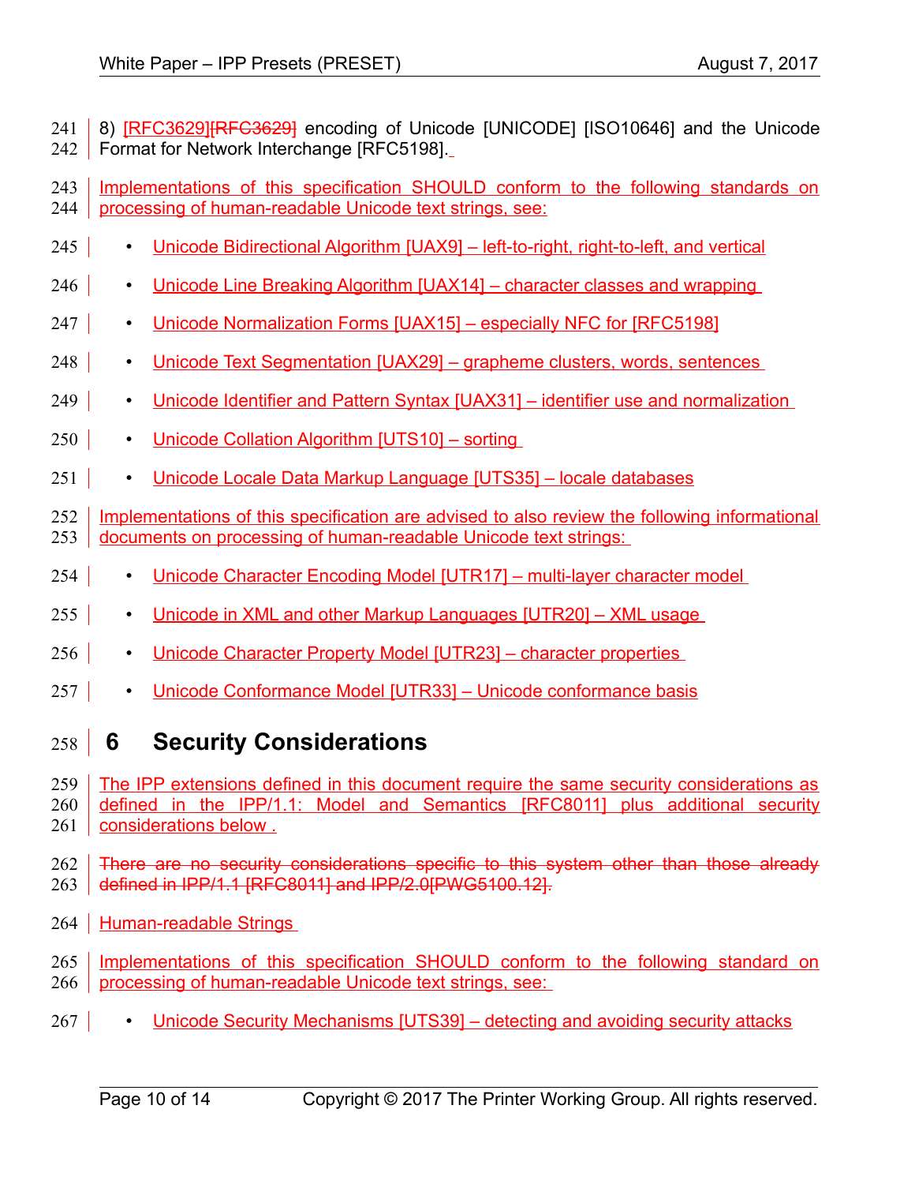8) [RFC3629][RFC3629] encoding of Unicode [UNICODE] [ISO10646] and the Unicode Format for Network Interchange [RFC5198].

Implementations of this specification SHOULD conform to the following standards on processing of human-readable Unicode text strings, see:

- Unicode Bidirectional Algorithm [UAX9] – left-to-right, right-to-left, and vertical
- Unicode Line Breaking Algorithm [UAX14] – character classes and wrapping
- Unicode Normalization Forms [UAX15] – especially NFC for [RFC5198]
- Unicode Text Segmentation [UAX29] – grapheme clusters, words, sentences
- Unicode Identifier and Pattern Syntax [UAX31] – identifier use and normalization
- Unicode Collation Algorithm [UTS10] – sorting
- Unicode Locale Data Markup Language [UTS35] – locale databases

Implementations of this specification are advised to also review the following informational documents on processing of human-readable Unicode text strings:

- Unicode Character Encoding Model [UTR17] – multi-layer character model
- Unicode in XML and other Markup Languages [UTR20] – XML usage
- Unicode Character Property Model [UTR23] – character properties
- Unicode Conformance Model [UTR33] – Unicode conformance basis

# 6 Security Considerations

The IPP extensions defined in this document require the same security considerations as defined in the IPP/1.1: Model and Semantics [RFC8011] plus additional security considerations below .

~~There are no security considerations specific to this system other than those already defined in IPP/1.1 [RFC8011] and IPP/2.0[PWG5100.12].~~

Human-readable Strings

Implementations of this specification SHOULD conform to the following standard on processing of human-readable Unicode text strings, see:

- Unicode Security Mechanisms [UTS39] – detecting and avoiding security attacks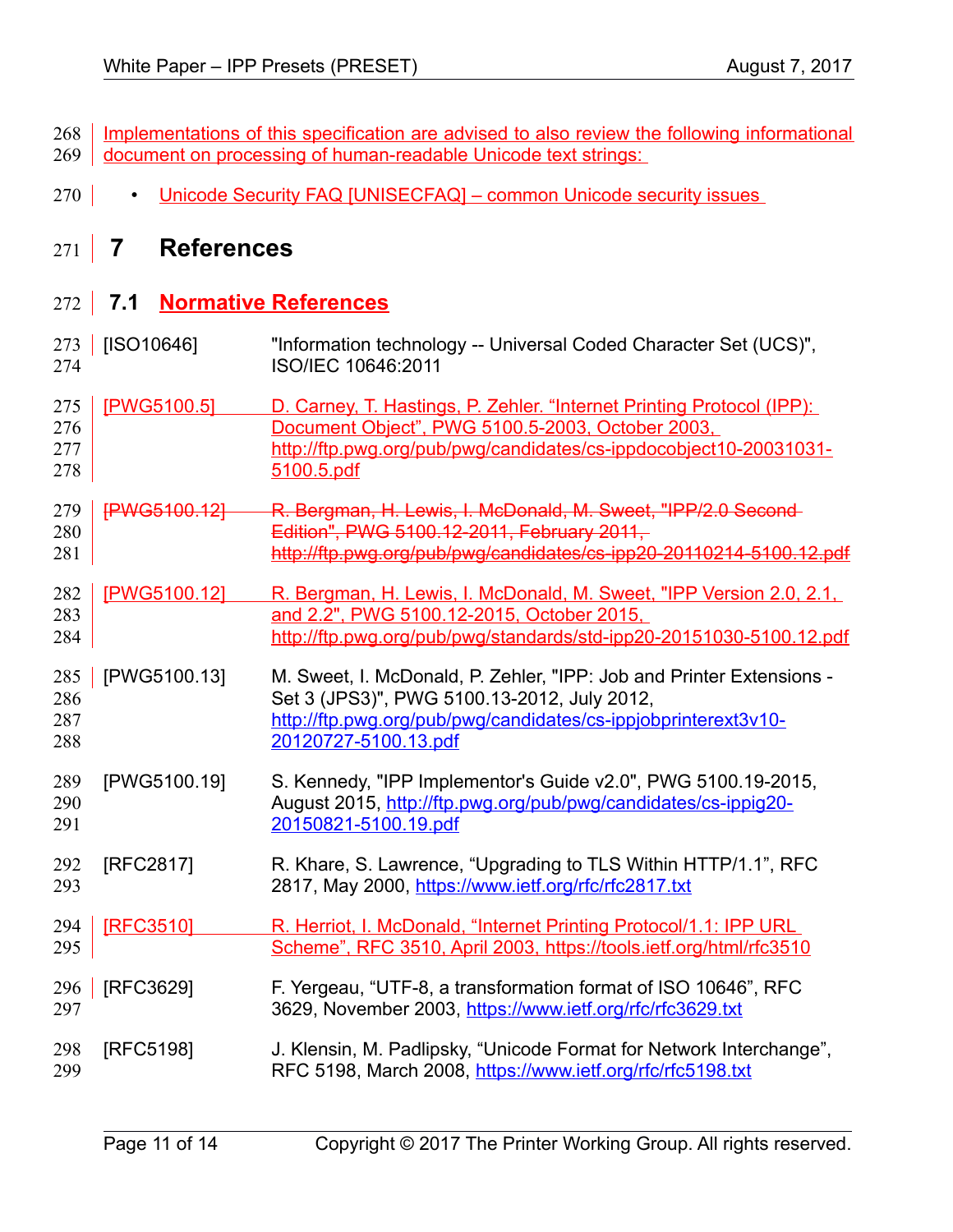Implementations of this specification are advised to also review the following informational document on processing of human-readable Unicode text strings:

- Unicode Security FAQ [UNISECFAQ] – common Unicode security issues

# 7 References

## 7.1 Normative References

[ISO10646] "Information technology -- Universal Coded Character Set (UCS)", ISO/IEC 10646:2011

[PWG5100.5] D. Carney, T. Hastings, P. Zehler. "Internet Printing Protocol (IPP): Document Object", PWG 5100.5-2003, October 2003, http://ftp.pwg.org/pub/pwg/candidates/cs-ippdocobject10-20031031-5100.5.pdf

~~[PWG5100.12] R. Bergman, H. Lewis, I. McDonald, M. Sweet, "IPP/2.0 Second Edition", PWG 5100.12-2011, February 2011, http://ftp.pwg.org/pub/pwg/candidates/cs-ipp20-20110214-5100.12.pdf~~

[PWG5100.12] R. Bergman, H. Lewis, I. McDonald, M. Sweet, "IPP Version 2.0, 2.1, and 2.2", PWG 5100.12-2015, October 2015, http://ftp.pwg.org/pub/pwg/standards/std-ipp20-20151030-5100.12.pdf

[PWG5100.13] M. Sweet, I. McDonald, P. Zehler, "IPP: Job and Printer Extensions - Set 3 (JPS3)", PWG 5100.13-2012, July 2012, http://ftp.pwg.org/pub/pwg/candidates/cs-ippjobprinterext3v10-20120727-5100.13.pdf

[PWG5100.19] S. Kennedy, "IPP Implementor's Guide v2.0", PWG 5100.19-2015, August 2015, http://ftp.pwg.org/pub/pwg/candidates/cs-ippig20-20150821-5100.19.pdf

[RFC2817] R. Khare, S. Lawrence, "Upgrading to TLS Within HTTP/1.1", RFC 2817, May 2000, https://www.ietf.org/rfc/rfc2817.txt

[RFC3510] R. Herriot, I. McDonald, "Internet Printing Protocol/1.1: IPP URL Scheme", RFC 3510, April 2003, https://tools.ietf.org/html/rfc3510

[RFC3629] F. Yergeau, "UTF-8, a transformation format of ISO 10646", RFC 3629, November 2003, https://www.ietf.org/rfc/rfc3629.txt

[RFC5198] J. Klensin, M. Padlipsky, "Unicode Format for Network Interchange", RFC 5198, March 2008, https://www.ietf.org/rfc/rfc5198.txt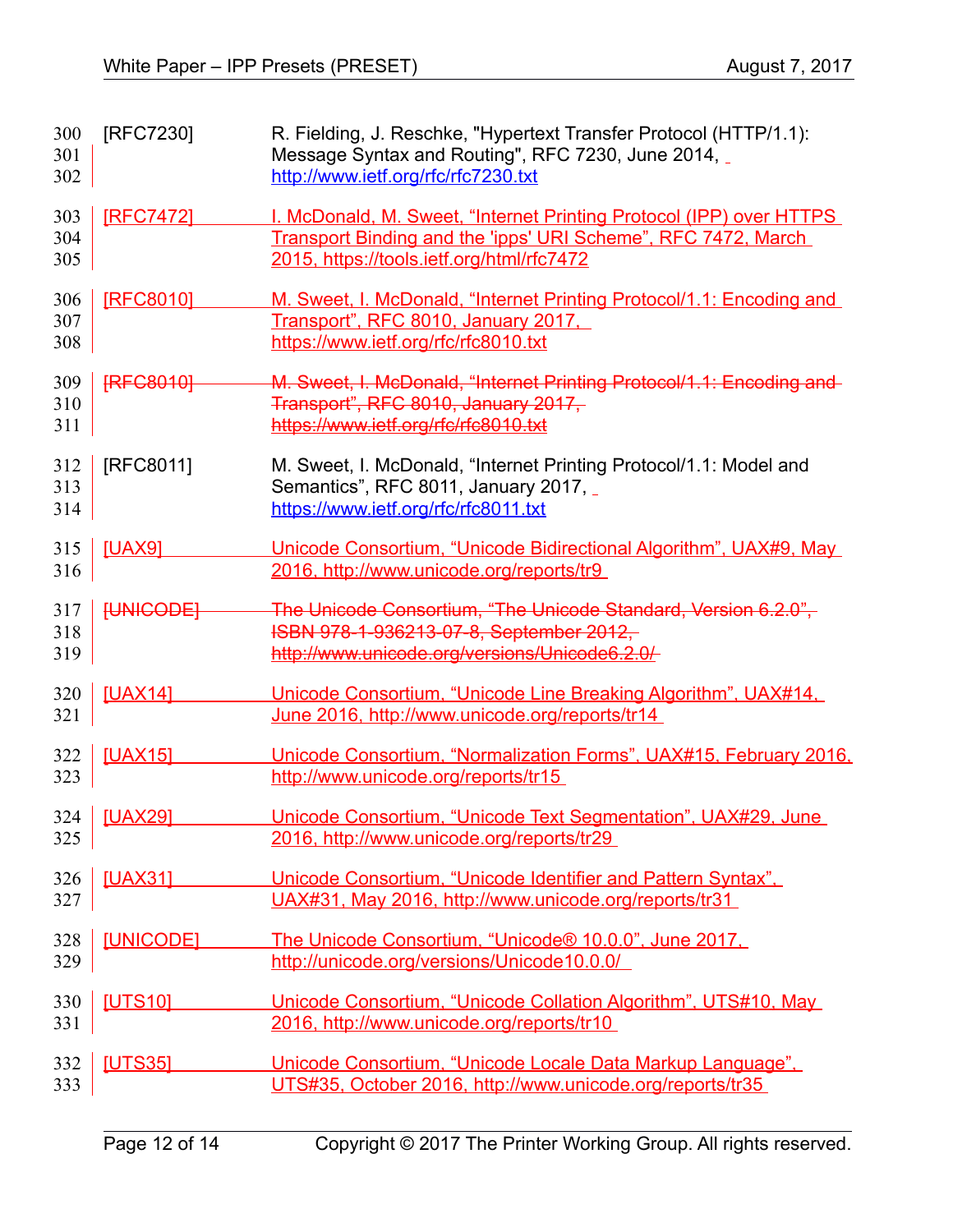[RFC7230] R. Fielding, J. Reschke, "Hypertext Transfer Protocol (HTTP/1.1): Message Syntax and Routing", RFC 7230, June 2014, http://www.ietf.org/rfc/rfc7230.txt

[RFC7472] I. McDonald, M. Sweet, "Internet Printing Protocol (IPP) over HTTPS Transport Binding and the 'ipps' URI Scheme", RFC 7472, March 2015, https://tools.ietf.org/html/rfc7472

[RFC8010] M. Sweet, I. McDonald, "Internet Printing Protocol/1.1: Encoding and Transport", RFC 8010, January 2017, https://www.ietf.org/rfc/rfc8010.txt

~~[RFC8010] M. Sweet, I. McDonald, "Internet Printing Protocol/1.1: Encoding and Transport", RFC 8010, January 2017, https://www.ietf.org/rfc/rfc8010.txt~~

[RFC8011] M. Sweet, I. McDonald, "Internet Printing Protocol/1.1: Model and Semantics", RFC 8011, January 2017, https://www.ietf.org/rfc/rfc8011.txt

[UAX9] Unicode Consortium, "Unicode Bidirectional Algorithm", UAX#9, May 2016, http://www.unicode.org/reports/tr9

~~[UNICODE] The Unicode Consortium, "The Unicode Standard, Version 6.2.0", ISBN 978-1-936213-07-8, September 2012, http://www.unicode.org/versions/Unicode6.2.0/~~

[UAX14] Unicode Consortium, "Unicode Line Breaking Algorithm", UAX#14, June 2016, http://www.unicode.org/reports/tr14

[UAX15] Unicode Consortium, "Normalization Forms", UAX#15, February 2016, http://www.unicode.org/reports/tr15

[UAX29] Unicode Consortium, "Unicode Text Segmentation", UAX#29, June 2016, http://www.unicode.org/reports/tr29

[UAX31] Unicode Consortium, "Unicode Identifier and Pattern Syntax", UAX#31, May 2016, http://www.unicode.org/reports/tr31

[UNICODE] The Unicode Consortium, "Unicode® 10.0.0", June 2017, http://unicode.org/versions/Unicode10.0.0/

[UTS10] Unicode Consortium, "Unicode Collation Algorithm", UTS#10, May 2016, http://www.unicode.org/reports/tr10

[UTS35] Unicode Consortium, "Unicode Locale Data Markup Language", UTS#35, October 2016, http://www.unicode.org/reports/tr35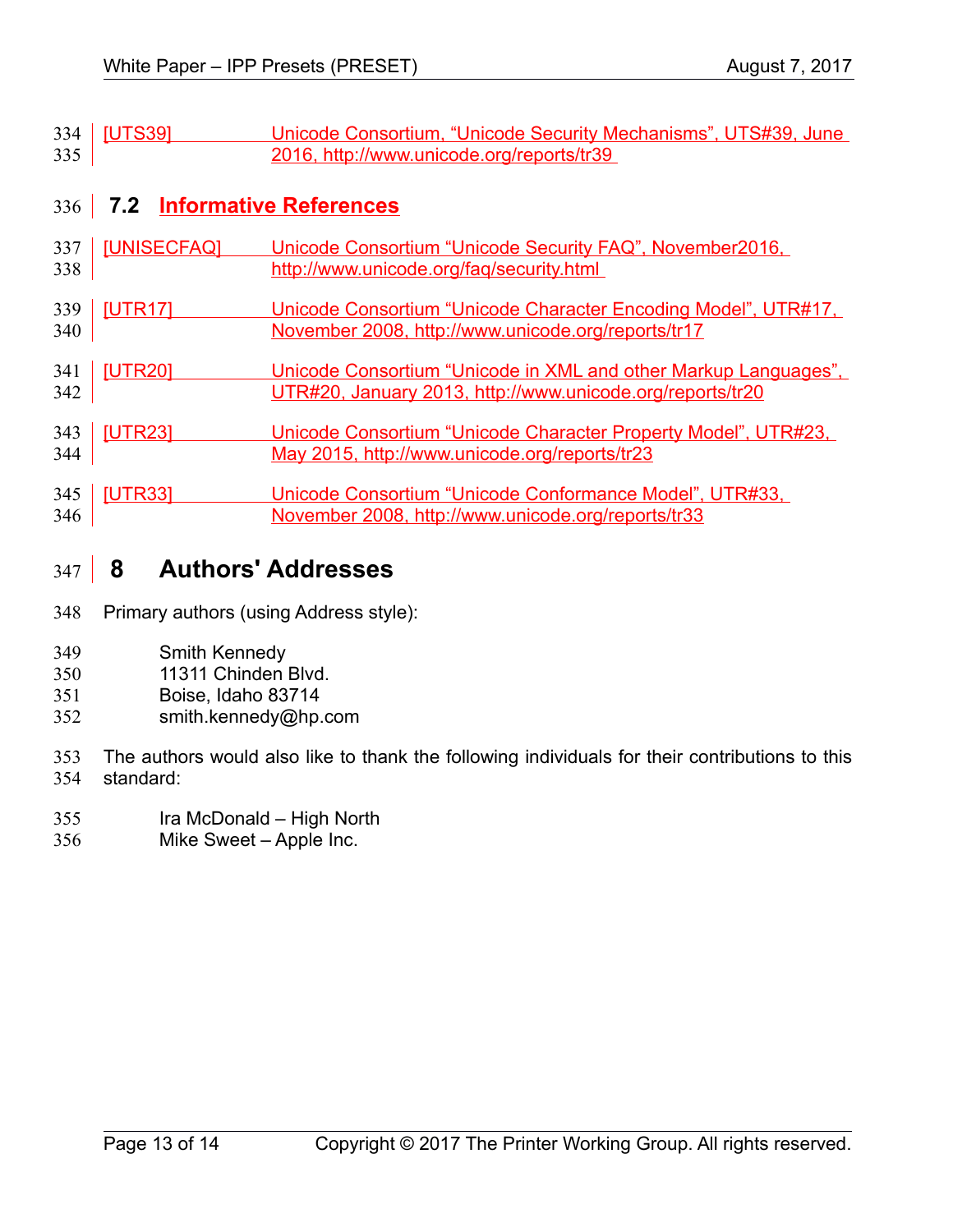[UTS39] Unicode Consortium, "Unicode Security Mechanisms", UTS#39, June 2016, http://www.unicode.org/reports/tr39

## 7.2 Informative References

[UNISECFAQ] Unicode Consortium "Unicode Security FAQ", November2016, http://www.unicode.org/faq/security.html

[UTR17] Unicode Consortium "Unicode Character Encoding Model", UTR#17, November 2008, http://www.unicode.org/reports/tr17

[UTR20] Unicode Consortium "Unicode in XML and other Markup Languages", UTR#20, January 2013, http://www.unicode.org/reports/tr20

[UTR23] Unicode Consortium "Unicode Character Property Model", UTR#23, May 2015, http://www.unicode.org/reports/tr23

[UTR33] Unicode Consortium "Unicode Conformance Model", UTR#33, November 2008, http://www.unicode.org/reports/tr33

# 8 Authors' Addresses

Primary authors (using Address style):

Smith Kennedy
11311 Chinden Blvd.
Boise, Idaho 83714
smith.kennedy@hp.com

The authors would also like to thank the following individuals for their contributions to this standard:

Ira McDonald – High North
Mike Sweet – Apple Inc.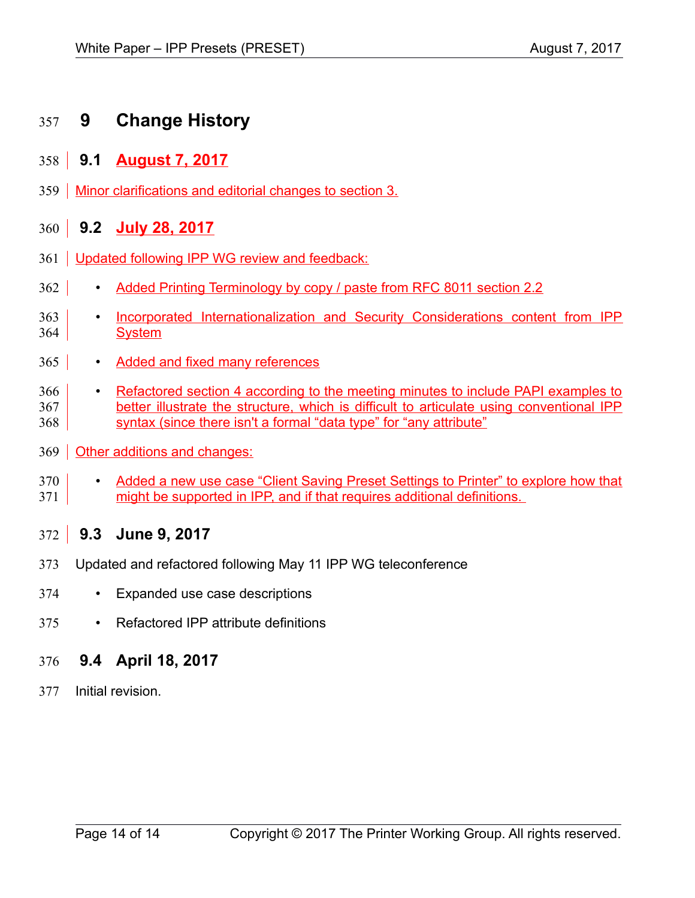# 9 Change History

## 9.1 August 7, 2017

Minor clarifications and editorial changes to section 3.

## 9.2 July 28, 2017

Updated following IPP WG review and feedback:

- Added Printing Terminology by copy / paste from RFC 8011 section 2.2
- Incorporated Internationalization and Security Considerations content from IPP System
- Added and fixed many references
- Refactored section 4 according to the meeting minutes to include PAPI examples to better illustrate the structure, which is difficult to articulate using conventional IPP syntax (since there isn't a formal "data type" for "any attribute"

Other additions and changes:

- Added a new use case "Client Saving Preset Settings to Printer" to explore how that might be supported in IPP, and if that requires additional definitions.

## 9.3 June 9, 2017

Updated and refactored following May 11 IPP WG teleconference

- Expanded use case descriptions
- Refactored IPP attribute definitions

## 9.4 April 18, 2017

Initial revision.